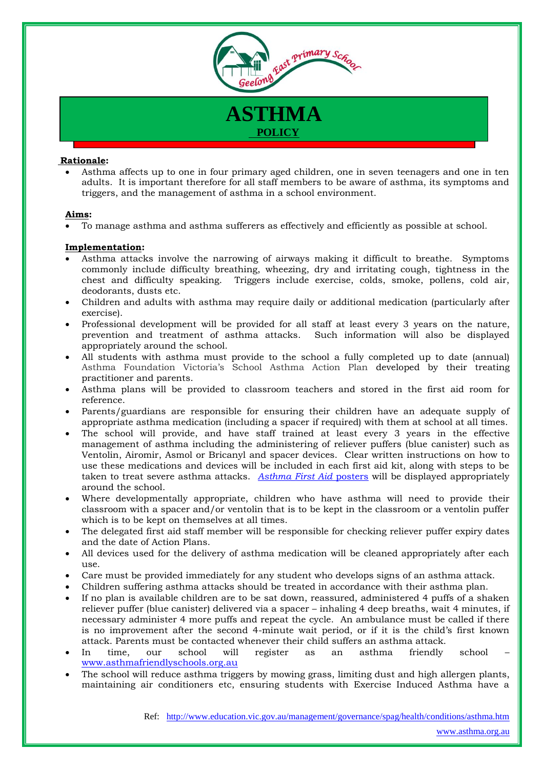# ASTHMA

## POLICY

**Rationale:**

- Asthma affects up to one in four primary aged children, one in seven teenagers and one in ten adults. It is important therefore for all staff members to be aware of asthma, its symptoms and triggers, and the management of asthma in a school environment.

**Aims:**

- To manage asthma and asthma sufferers as effectively and efficiently as possible at school.

**Implementation:**

- Asthma attacks involve the narrowing of airways making it difficult to breathe. Symptoms commonly include difficulty breathing, wheezing, dry and irritating cough, tightness in the chest and difficulty speaking. Triggers include exercise, colds, smoke, pollens, cold air, deodorants, dusts etc.
- Children and adults with asthma may require daily or additional medication (particularly after exercise).
- Professional development will be provided for all staff at least every 3 years on the nature, prevention and treatment of asthma attacks. Such information will also be displayed appropriately around the school.
- All students with asthma must provide to the school a fully completed up to date (annual) Asthma Foundation Victoria's School Asthma Action Plan developed by their treating practitioner and parents.
- Asthma plans will be provided to classroom teachers and stored in the first aid room for reference.
- Parents/guardians are responsible for ensuring their children have an adequate supply of appropriate asthma medication (including a spacer if required) with them at school at all times.
- The school will provide, and have staff trained at least every 3 years in the effective management of asthma including the administering of reliever puffers (blue canister) such as Ventolin, Airomir, Asmol or Bricanyl and spacer devices. Clear written instructions on how to use these medications and devices will be included in each first aid kit, along with steps to be taken to treat severe asthma attacks. *Asthma First Aid* posters will be displayed appropriately around the school.
- Where developmentally appropriate, children who have asthma will need to provide their classroom with a spacer and/or ventolin that is to be kept in the classroom or a ventolin puffer which is to be kept on themselves at all times.
- The delegated first aid staff member will be responsible for checking reliever puffer expiry dates and the date of Action Plans.
- All devices used for the delivery of asthma medication will be cleaned appropriately after each use.
- Care must be provided immediately for any student who develops signs of an asthma attack.
- Children suffering asthma attacks should be treated in accordance with their asthma plan.
- If no plan is available children are to be sat down, reassured, administered 4 puffs of a shaken reliever puffer (blue canister) delivered via a spacer – inhaling 4 deep breaths, wait 4 minutes, if necessary administer 4 more puffs and repeat the cycle. An ambulance must be called if there is no improvement after the second 4-minute wait period, or if it is the child's first known attack. Parents must be contacted whenever their child suffers an asthma attack.
- In time, our school will register as an asthma friendly school – www.asthmafriendlyschools.org.au
- The school will reduce asthma triggers by mowing grass, limiting dust and high allergen plants, maintaining air conditioners etc, ensuring students with Exercise Induced Asthma have a

Ref: http://www.education.vic.gov.au/management/governance/spag/health/conditions/asthma.htm

www.asthma.org.au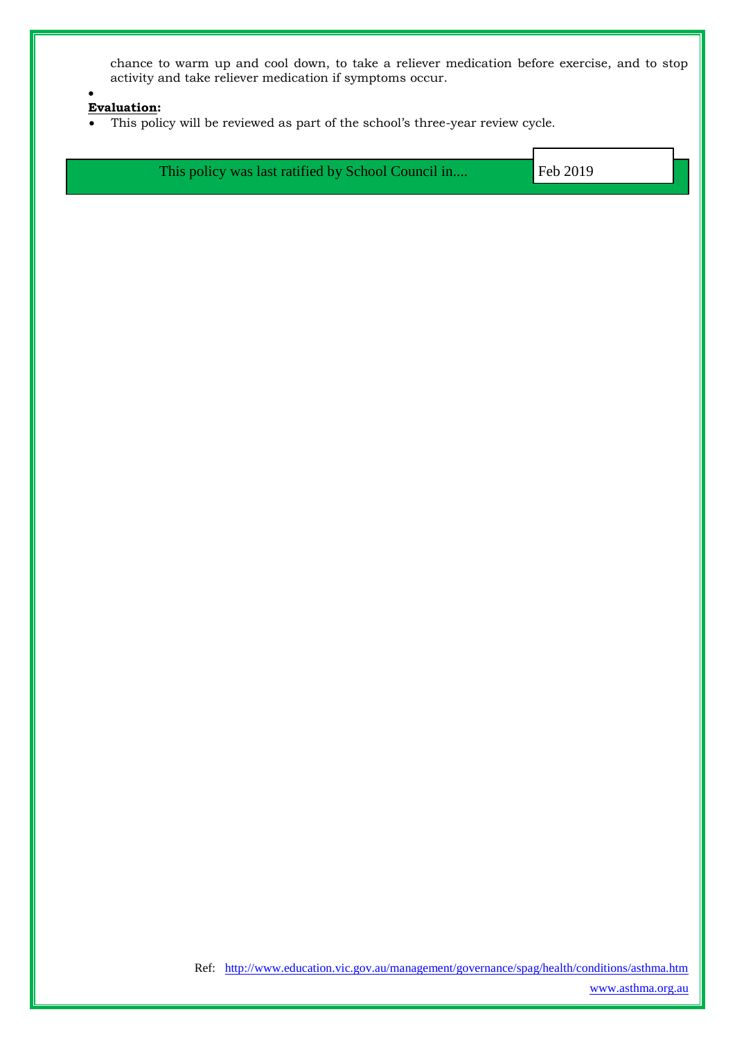chance to warm up and cool down, to take a reliever medication before exercise, and to stop activity and take reliever medication if symptoms occur.

- 

**Evaluation:**

- This policy will be reviewed as part of the school's three-year review cycle.

| | |
|---|---|
| This policy was last ratified by School Council in.... | Feb 2019 |

Ref: http://www.education.vic.gov.au/management/governance/spag/health/conditions/asthma.htm

www.asthma.org.au